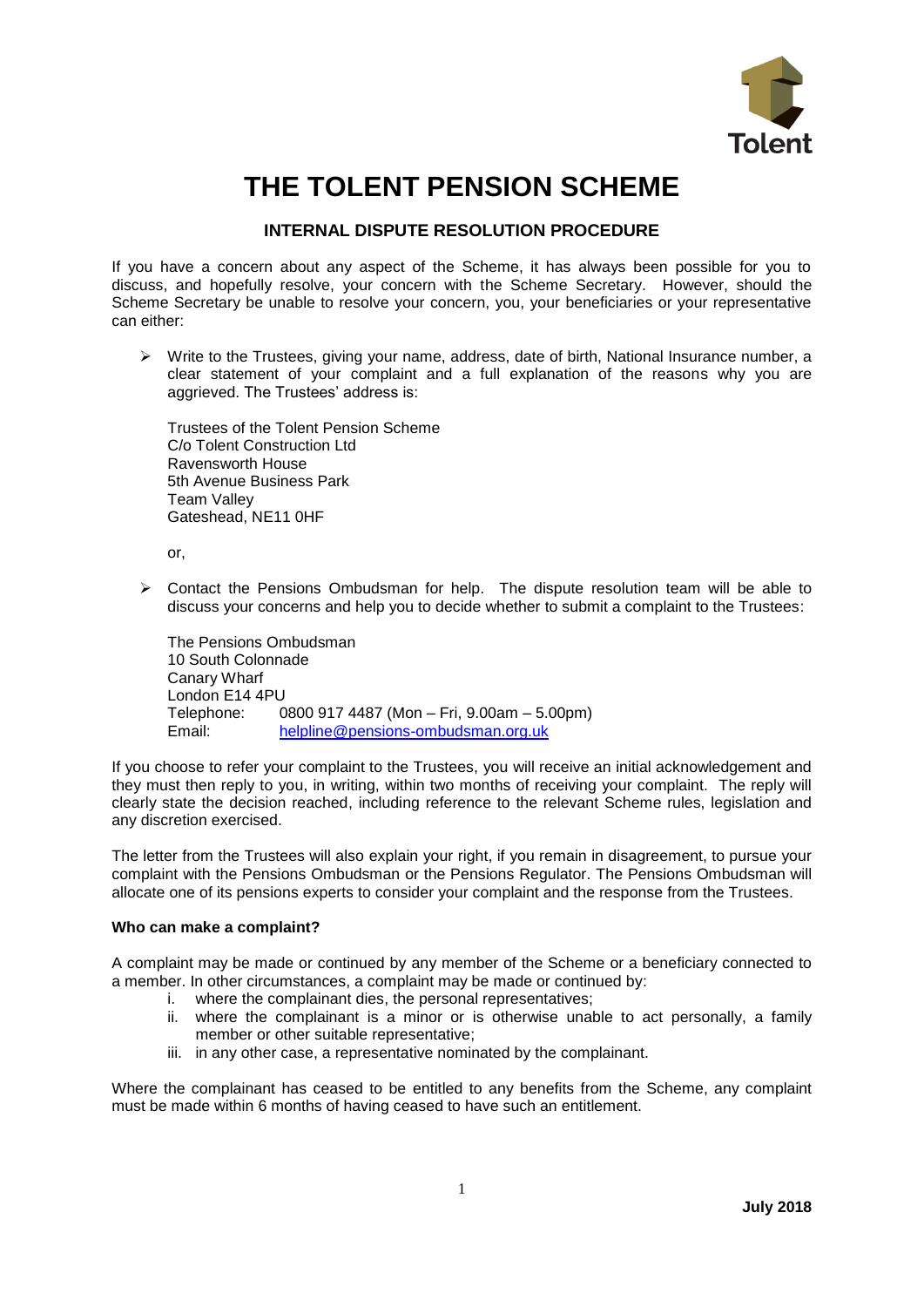# THE TOLENT PENSION SCHEME

## INTERNAL DISPUTE RESOLUTION PROCEDURE

If you have a concern about any aspect of the Scheme, it has always been possible for you to discuss, and hopefully resolve, your concern with the Scheme Secretary. However, should the Scheme Secretary be unable to resolve your concern, you, your beneficiaries or your representative can either:

- Write to the Trustees, giving your name, address, date of birth, National Insurance number, a clear statement of your complaint and a full explanation of the reasons why you are aggrieved. The Trustees' address is:

  Trustees of the Tolent Pension Scheme
  C/o Tolent Construction Ltd
  Ravensworth House
  5th Avenue Business Park
  Team Valley
  Gateshead, NE11 0HF

  or,

- Contact the Pensions Ombudsman for help. The dispute resolution team will be able to discuss your concerns and help you to decide whether to submit a complaint to the Trustees:

  The Pensions Ombudsman
  10 South Colonnade
  Canary Wharf
  London E14 4PU
  Telephone: 0800 917 4487 (Mon – Fri, 9.00am – 5.00pm)
  Email: helpline@pensions-ombudsman.org.uk

If you choose to refer your complaint to the Trustees, you will receive an initial acknowledgement and they must then reply to you, in writing, within two months of receiving your complaint. The reply will clearly state the decision reached, including reference to the relevant Scheme rules, legislation and any discretion exercised.

The letter from the Trustees will also explain your right, if you remain in disagreement, to pursue your complaint with the Pensions Ombudsman or the Pensions Regulator. The Pensions Ombudsman will allocate one of its pensions experts to consider your complaint and the response from the Trustees.

**Who can make a complaint?**

A complaint may be made or continued by any member of the Scheme or a beneficiary connected to a member. In other circumstances, a complaint may be made or continued by:

i. where the complainant dies, the personal representatives;
ii. where the complainant is a minor or is otherwise unable to act personally, a family member or other suitable representative;
iii. in any other case, a representative nominated by the complainant.

Where the complainant has ceased to be entitled to any benefits from the Scheme, any complaint must be made within 6 months of having ceased to have such an entitlement.

**July 2018**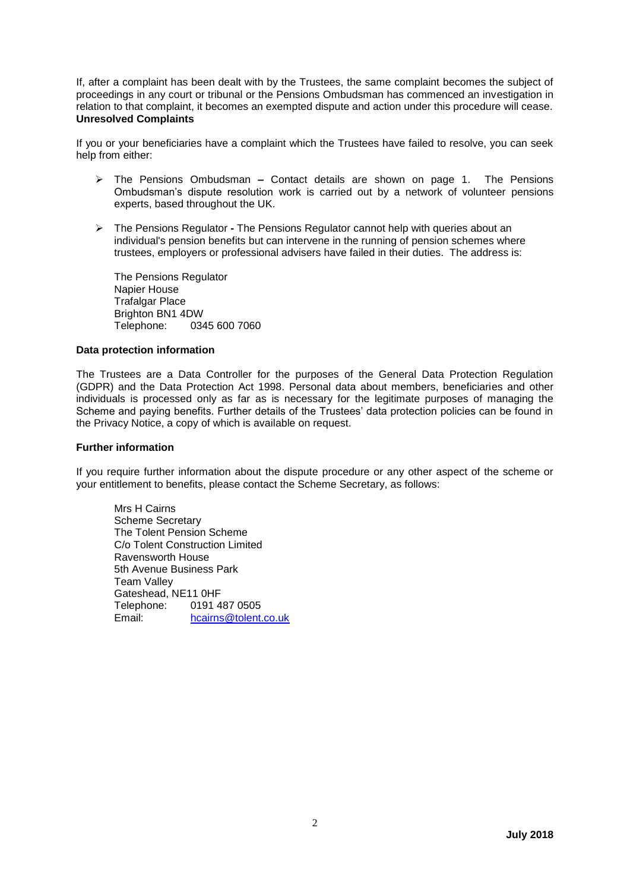If, after a complaint has been dealt with by the Trustees, the same complaint becomes the subject of proceedings in any court or tribunal or the Pensions Ombudsman has commenced an investigation in relation to that complaint, it becomes an exempted dispute and action under this procedure will cease.

**Unresolved Complaints**

If you or your beneficiaries have a complaint which the Trustees have failed to resolve, you can seek help from either:

- The Pensions Ombudsman **–** Contact details are shown on page 1. The Pensions Ombudsman's dispute resolution work is carried out by a network of volunteer pensions experts, based throughout the UK.

- The Pensions Regulator **-** The Pensions Regulator cannot help with queries about an individual's pension benefits but can intervene in the running of pension schemes where trustees, employers or professional advisers have failed in their duties. The address is:

  The Pensions Regulator
  Napier House
  Trafalgar Place
  Brighton BN1 4DW
  Telephone: 0345 600 7060

**Data protection information**

The Trustees are a Data Controller for the purposes of the General Data Protection Regulation (GDPR) and the Data Protection Act 1998. Personal data about members, beneficiaries and other individuals is processed only as far as is necessary for the legitimate purposes of managing the Scheme and paying benefits. Further details of the Trustees' data protection policies can be found in the Privacy Notice, a copy of which is available on request.

**Further information**

If you require further information about the dispute procedure or any other aspect of the scheme or your entitlement to benefits, please contact the Scheme Secretary, as follows:

Mrs H Cairns
Scheme Secretary
The Tolent Pension Scheme
C/o Tolent Construction Limited
Ravensworth House
5th Avenue Business Park
Team Valley
Gateshead, NE11 0HF
Telephone: 0191 487 0505
Email: hcairns@tolent.co.uk

**July 2018**